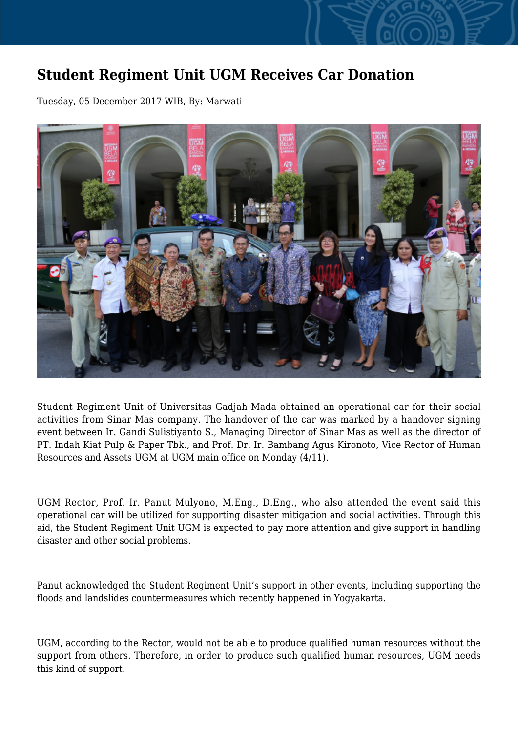# Student Regiment Unit UGM Receives Car Donation

Tuesday, 05 December 2017 WIB, By: Marwati

Student Regiment Unit of Universitas Gadjah Mada obtained an operational car for their social activities from Sinar Mas company. The handover of the car was marked by a handover signing event between Ir. Gandi Sulistiyanto S., Managing Director of Sinar Mas as well as the director of PT. Indah Kiat Pulp & Paper Tbk., and Prof. Dr. Ir. Bambang Agus Kironoto, Vice Rector of Human Resources and Assets UGM at UGM main office on Monday (4/11).

UGM Rector, Prof. Ir. Panut Mulyono, M.Eng., D.Eng., who also attended the event said this operational car will be utilized for supporting disaster mitigation and social activities. Through this aid, the Student Regiment Unit UGM is expected to pay more attention and give support in handling disaster and other social problems.

Panut acknowledged the Student Regiment Unit's support in other events, including supporting the floods and landslides countermeasures which recently happened in Yogyakarta.

UGM, according to the Rector, would not be able to produce qualified human resources without the support from others. Therefore, in order to produce such qualified human resources, UGM needs this kind of support.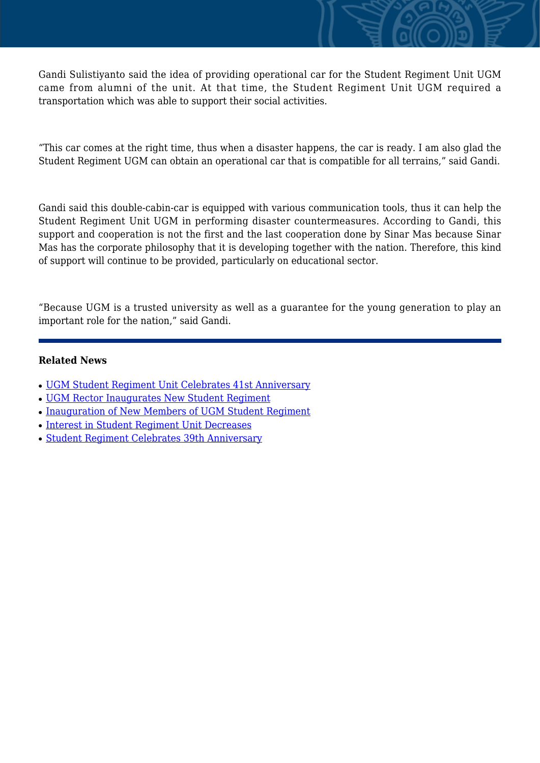Gandi Sulistiyanto said the idea of providing operational car for the Student Regiment Unit UGM came from alumni of the unit. At that time, the Student Regiment Unit UGM required a transportation which was able to support their social activities.

“This car comes at the right time, thus when a disaster happens, the car is ready. I am also glad the Student Regiment UGM can obtain an operational car that is compatible for all terrains,” said Gandi.

Gandi said this double-cabin-car is equipped with various communication tools, thus it can help the Student Regiment Unit UGM in performing disaster countermeasures. According to Gandi, this support and cooperation is not the first and the last cooperation done by Sinar Mas because Sinar Mas has the corporate philosophy that it is developing together with the nation. Therefore, this kind of support will continue to be provided, particularly on educational sector.

“Because UGM is a trusted university as well as a guarantee for the young generation to play an important role for the nation,” said Gandi.

---

**Related News**

- UGM Student Regiment Unit Celebrates 41st Anniversary
- UGM Rector Inaugurates New Student Regiment
- Inauguration of New Members of UGM Student Regiment
- Interest in Student Regiment Unit Decreases
- Student Regiment Celebrates 39th Anniversary